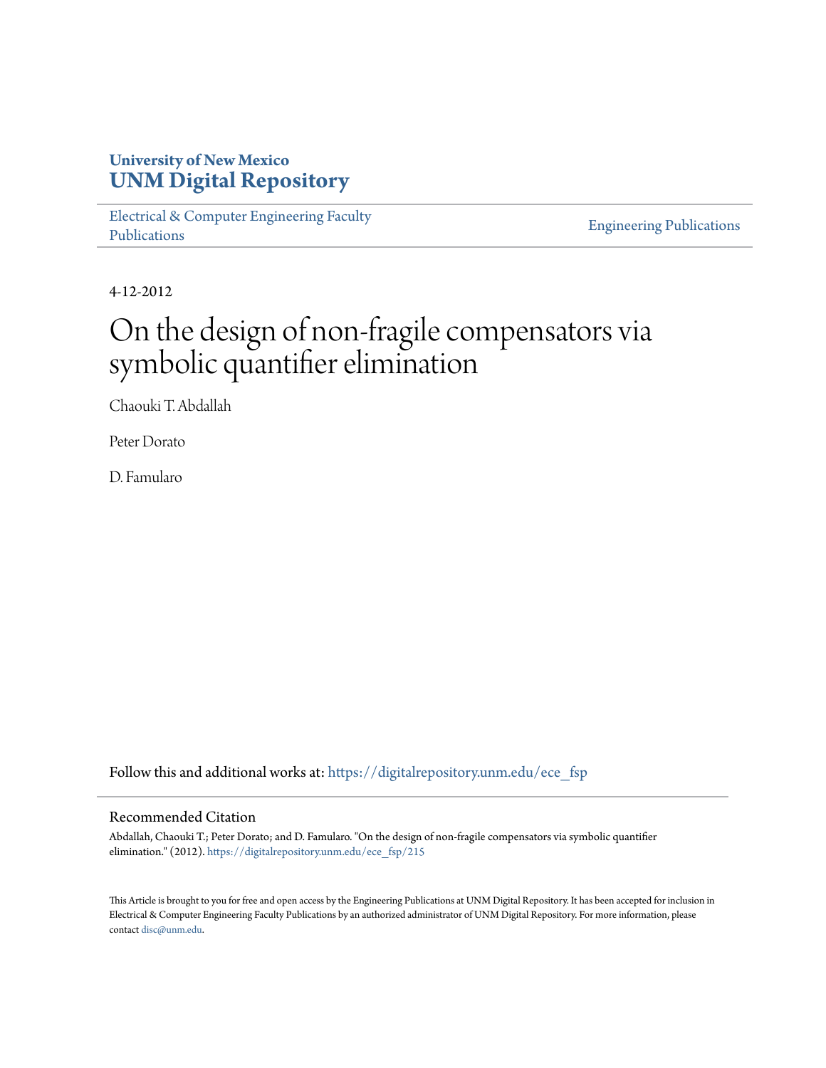University of New Mexico
**UNM Digital Repository**

Electrical & Computer Engineering Faculty Publications

Engineering Publications

4-12-2012

# On the design of non-fragile compensators via symbolic quantifier elimination

Chaouki T. Abdallah

Peter Dorato

D. Famularo

Follow this and additional works at: https://digitalrepository.unm.edu/ece_fsp

## Recommended Citation

Abdallah, Chaouki T.; Peter Dorato; and D. Famularo. "On the design of non-fragile compensators via symbolic quantifier elimination." (2012). https://digitalrepository.unm.edu/ece_fsp/215

This Article is brought to you for free and open access by the Engineering Publications at UNM Digital Repository. It has been accepted for inclusion in Electrical & Computer Engineering Faculty Publications by an authorized administrator of UNM Digital Repository. For more information, please contact disc@unm.edu.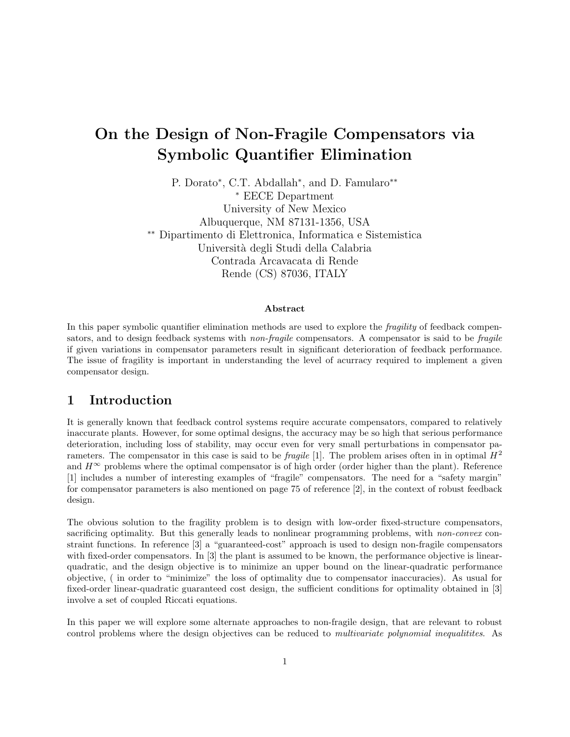# On the Design of Non-Fragile Compensators via Symbolic Quantifier Elimination

P. Dorato*, C.T. Abdallah*, and D. Famularo**

* EECE Department
University of New Mexico
Albuquerque, NM 87131-1356, USA

** Dipartimento di Elettronica, Informatica e Sistemistica
Università degli Studi della Calabria
Contrada Arcavacata di Rende
Rende (CS) 87036, ITALY

**Abstract**

In this paper symbolic quantifier elimination methods are used to explore the *fragility* of feedback compensators, and to design feedback systems with *non-fragile* compensators. A compensator is said to be *fragile* if given variations in compensator parameters result in significant deterioration of feedback performance. The issue of fragility is important in understanding the level of acurracy required to implement a given compensator design.

## 1 Introduction

It is generally known that feedback control systems require accurate compensators, compared to relatively inaccurate plants. However, for some optimal designs, the accuracy may be so high that serious performance deterioration, including loss of stability, may occur even for very small perturbations in compensator parameters. The compensator in this case is said to be *fragile* [1]. The problem arises often in in optimal $H^2$ and $H^\infty$ problems where the optimal compensator is of high order (order higher than the plant). Reference [1] includes a number of interesting examples of "fragile" compensators. The need for a "safety margin" for compensator parameters is also mentioned on page 75 of reference [2], in the context of robust feedback design.

The obvious solution to the fragility problem is to design with low-order fixed-structure compensators, sacrificing optimality. But this generally leads to nonlinear programming problems, with *non-convex* constraint functions. In reference [3] a "guaranteed-cost" approach is used to design non-fragile compensators with fixed-order compensators. In [3] the plant is assumed to be known, the performance objective is linear-quadratic, and the design objective is to minimize an upper bound on the linear-quadratic performance objective, ( in order to "minimize" the loss of optimality due to compensator inaccuracies). As usual for fixed-order linear-quadratic guaranteed cost design, the sufficient conditions for optimality obtained in [3] involve a set of coupled Riccati equations.

In this paper we will explore some alternate approaches to non-fragile design, that are relevant to robust control problems where the design objectives can be reduced to *multivariate polynomial inequalitites*. As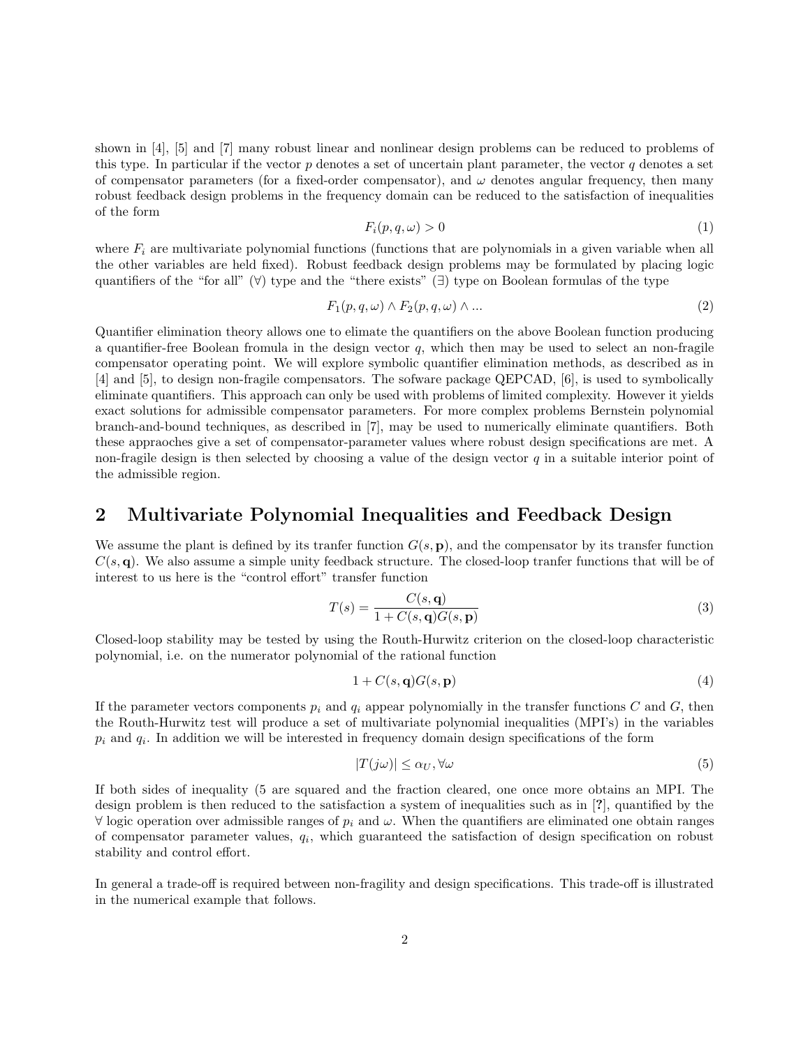shown in [4], [5] and [7] many robust linear and nonlinear design problems can be reduced to problems of this type. In particular if the vector $p$ denotes a set of uncertain plant parameter, the vector $q$ denotes a set of compensator parameters (for a fixed-order compensator), and $\omega$ denotes angular frequency, then many robust feedback design problems in the frequency domain can be reduced to the satisfaction of inequalities of the form

$$F_i(p, q, \omega) > 0 \tag{1}$$

where $F_i$ are multivariate polynomial functions (functions that are polynomials in a given variable when all the other variables are held fixed). Robust feedback design problems may be formulated by placing logic quantifiers of the "for all" ($\forall$) type and the "there exists" ($\exists$) type on Boolean formulas of the type

$$F_1(p, q, \omega) \wedge F_2(p, q, \omega) \wedge ... \tag{2}$$

Quantifier elimination theory allows one to elimate the quantifiers on the above Boolean function producing a quantifier-free Boolean fromula in the design vector $q$, which then may be used to select an non-fragile compensator operating point. We will explore symbolic quantifier elimination methods, as described as in [4] and [5], to design non-fragile compensators. The sofware package QEPCAD, [6], is used to symbolically eliminate quantifiers. This approach can only be used with problems of limited complexity. However it yields exact solutions for admissible compensator parameters. For more complex problems Bernstein polynomial branch-and-bound techniques, as described in [7], may be used to numerically eliminate quantifiers. Both these appraoches give a set of compensator-parameter values where robust design specifications are met. A non-fragile design is then selected by choosing a value of the design vector $q$ in a suitable interior point of the admissible region.

## 2 Multivariate Polynomial Inequalities and Feedback Design

We assume the plant is defined by its tranfer function $G(s, \mathbf{p})$, and the compensator by its transfer function $C(s, \mathbf{q})$. We also assume a simple unity feedback structure. The closed-loop tranfer functions that will be of interest to us here is the "control effort" transfer function

$$T(s) = \frac{C(s, \mathbf{q})}{1 + C(s, \mathbf{q})G(s, \mathbf{p})} \tag{3}$$

Closed-loop stability may be tested by using the Routh-Hurwitz criterion on the closed-loop characteristic polynomial, i.e. on the numerator polynomial of the rational function

$$1 + C(s, \mathbf{q})G(s, \mathbf{p}) \tag{4}$$

If the parameter vectors components $p_i$ and $q_i$ appear polynomially in the transfer functions $C$ and $G$, then the Routh-Hurwitz test will produce a set of multivariate polynomial inequalities (MPI's) in the variables $p_i$ and $q_i$. In addition we will be interested in frequency domain design specifications of the form

$$|T(j\omega)| \leq \alpha_U, \forall \omega \tag{5}$$

If both sides of inequality (5 are squared and the fraction cleared, one once more obtains an MPI. The design problem is then reduced to the satisfaction a system of inequalities such as in [**?**], quantified by the $\forall$ logic operation over admissible ranges of $p_i$ and $\omega$. When the quantifiers are eliminated one obtain ranges of compensator parameter values, $q_i$, which guaranteed the satisfaction of design specification on robust stability and control effort.

In general a trade-off is required between non-fragility and design specifications. This trade-off is illustrated in the numerical example that follows.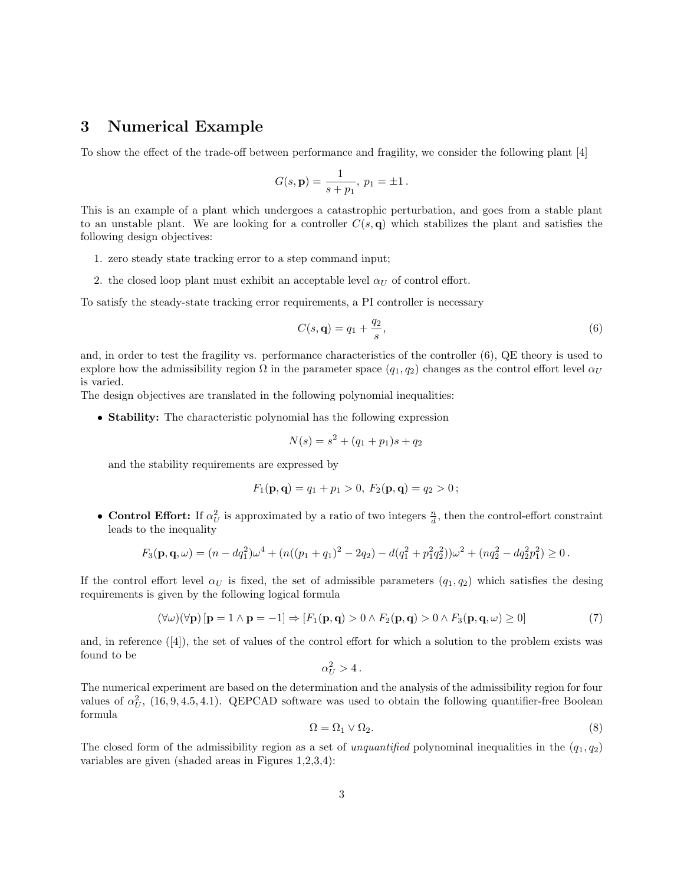## 3 Numerical Example

To show the effect of the trade-off between performance and fragility, we consider the following plant [4]

$$G(s, \mathbf{p}) = \frac{1}{s + p_1},\ p_1 = \pm 1\,.$$

This is an example of a plant which undergoes a catastrophic perturbation, and goes from a stable plant to an unstable plant. We are looking for a controller $C(s, \mathbf{q})$ which stabilizes the plant and satisfies the following design objectives:

1. zero steady state tracking error to a step command input;
2. the closed loop plant must exhibit an acceptable level $\alpha_U$ of control effort.

To satisfy the steady-state tracking error requirements, a PI controller is necessary

$$C(s, \mathbf{q}) = q_1 + \frac{q_2}{s}, \tag{6}$$

and, in order to test the fragility vs. performance characteristics of the controller (6), QE theory is used to explore how the admissibility region $\Omega$ in the parameter space $(q_1, q_2)$ changes as the control effort level $\alpha_U$ is varied.

The design objectives are translated in the following polynomial inequalities:

- **Stability:** The characteristic polynomial has the following expression

$$N(s) = s^2 + (q_1 + p_1)s + q_2$$

and the stability requirements are expressed by

$$F_1(\mathbf{p}, \mathbf{q}) = q_1 + p_1 > 0,\ F_2(\mathbf{p}, \mathbf{q}) = q_2 > 0\,;$$

- **Control Effort:** If $\alpha_U^2$ is approximated by a ratio of two integers $\frac{n}{d}$, then the control-effort constraint leads to the inequality

$$F_3(\mathbf{p}, \mathbf{q}, \omega) = (n - dq_1^2)\omega^4 + (n((p_1 + q_1)^2 - 2q_2) - d(q_1^2 + p_1^2 q_2^2))\omega^2 + (nq_2^2 - dq_2^2 p_1^2) \geq 0\,.$$

If the control effort level $\alpha_U$ is fixed, the set of admissible parameters $(q_1, q_2)$ which satisfies the desing requirements is given by the following logical formula

$$(\forall \omega)(\forall \mathbf{p})\,[\mathbf{p} = 1 \wedge \mathbf{p} = -1] \Rightarrow [F_1(\mathbf{p}, \mathbf{q}) > 0 \wedge F_2(\mathbf{p}, \mathbf{q}) > 0 \wedge F_3(\mathbf{p}, \mathbf{q}, \omega) \geq 0] \tag{7}$$

and, in reference ([4]), the set of values of the control effort for which a solution to the problem exists was found to be

$$\alpha_U^2 > 4\,.$$

The numerical experiment are based on the determination and the analysis of the admissibility region for four values of $\alpha_U^2$, $(16, 9, 4.5, 4.1)$. QEPCAD software was used to obtain the following quantifier-free Boolean formula

$$\Omega = \Omega_1 \vee \Omega_2. \tag{8}$$

The closed form of the admissibility region as a set of *unquantified* polynominal inequalities in the $(q_1, q_2)$ variables are given (shaded areas in Figures 1,2,3,4):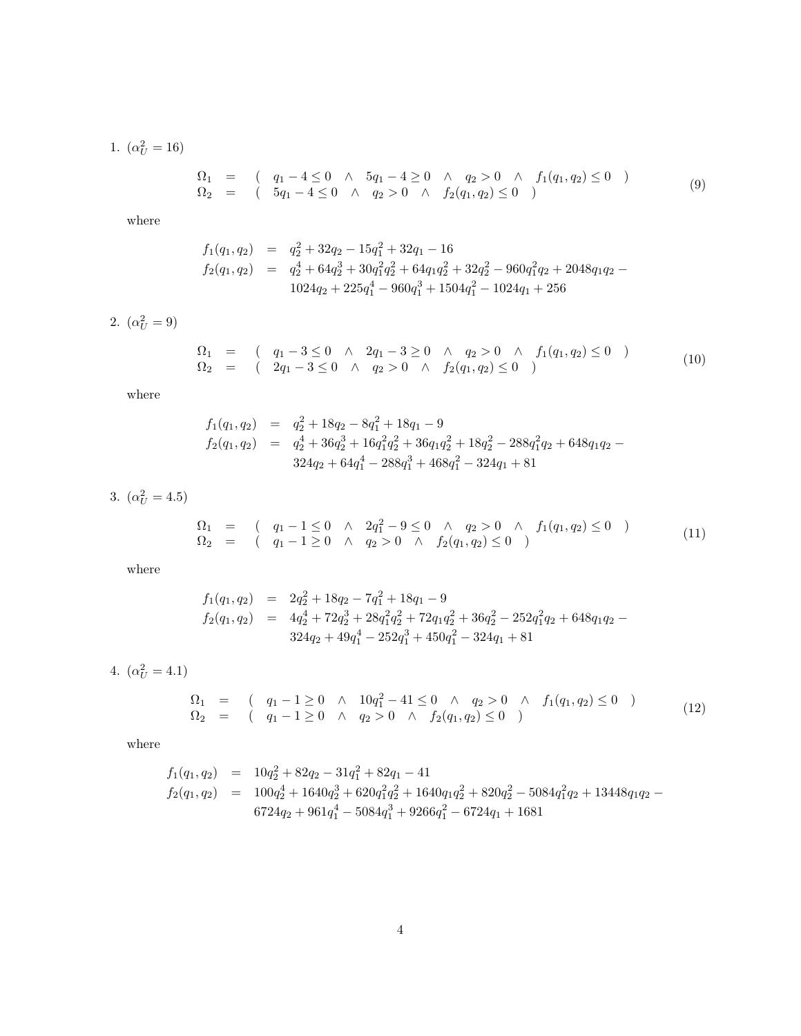1. $(\alpha_U^2 = 16)$

$$
\begin{array}{lcl}
\Omega_1 & = & (\quad q_1 - 4 \le 0 \quad \wedge \quad 5q_1 - 4 \ge 0 \quad \wedge \quad q_2 > 0 \quad \wedge \quad f_1(q_1, q_2) \le 0 \quad) \\
\Omega_2 & = & (\quad 5q_1 - 4 \le 0 \quad \wedge \quad q_2 > 0 \quad \wedge \quad f_2(q_1, q_2) \le 0 \quad)
\end{array}
\tag{9}
$$

where

$$
\begin{array}{lcl}
f_1(q_1, q_2) & = & q_2^2 + 32q_2 - 15q_1^2 + 32q_1 - 16 \\
f_2(q_1, q_2) & = & q_2^4 + 64q_2^3 + 30q_1^2q_2^2 + 64q_1q_2^2 + 32q_2^2 - 960q_1^2q_2 + 2048q_1q_2 - \\
& & 1024q_2 + 225q_1^4 - 960q_1^3 + 1504q_1^2 - 1024q_1 + 256
\end{array}
$$

2. $(\alpha_U^2 = 9)$

$$
\begin{array}{lcl}
\Omega_1 & = & (\quad q_1 - 3 \le 0 \quad \wedge \quad 2q_1 - 3 \ge 0 \quad \wedge \quad q_2 > 0 \quad \wedge \quad f_1(q_1, q_2) \le 0 \quad) \\
\Omega_2 & = & (\quad 2q_1 - 3 \le 0 \quad \wedge \quad q_2 > 0 \quad \wedge \quad f_2(q_1, q_2) \le 0 \quad)
\end{array}
\tag{10}
$$

where

$$
\begin{array}{lcl}
f_1(q_1, q_2) & = & q_2^2 + 18q_2 - 8q_1^2 + 18q_1 - 9 \\
f_2(q_1, q_2) & = & q_2^4 + 36q_2^3 + 16q_1^2q_2^2 + 36q_1q_2^2 + 18q_2^2 - 288q_1^2q_2 + 648q_1q_2 - \\
& & 324q_2 + 64q_1^4 - 288q_1^3 + 468q_1^2 - 324q_1 + 81
\end{array}
$$

3. $(\alpha_U^2 = 4.5)$

$$
\begin{array}{lcl}
\Omega_1 & = & (\quad q_1 - 1 \le 0 \quad \wedge \quad 2q_1^2 - 9 \le 0 \quad \wedge \quad q_2 > 0 \quad \wedge \quad f_1(q_1, q_2) \le 0 \quad) \\
\Omega_2 & = & (\quad q_1 - 1 \ge 0 \quad \wedge \quad q_2 > 0 \quad \wedge \quad f_2(q_1, q_2) \le 0 \quad)
\end{array}
\tag{11}
$$

where

$$
\begin{array}{lcl}
f_1(q_1, q_2) & = & 2q_2^2 + 18q_2 - 7q_1^2 + 18q_1 - 9 \\
f_2(q_1, q_2) & = & 4q_2^4 + 72q_2^3 + 28q_1^2q_2^2 + 72q_1q_2^2 + 36q_2^2 - 252q_1^2q_2 + 648q_1q_2 - \\
& & 324q_2 + 49q_1^4 - 252q_1^3 + 450q_1^2 - 324q_1 + 81
\end{array}
$$

4. $(\alpha_U^2 = 4.1)$

$$
\begin{array}{lcl}
\Omega_1 & = & (\quad q_1 - 1 \ge 0 \quad \wedge \quad 10q_1^2 - 41 \le 0 \quad \wedge \quad q_2 > 0 \quad \wedge \quad f_1(q_1, q_2) \le 0 \quad) \\
\Omega_2 & = & (\quad q_1 - 1 \ge 0 \quad \wedge \quad q_2 > 0 \quad \wedge \quad f_2(q_1, q_2) \le 0 \quad)
\end{array}
\tag{12}
$$

where

$$
\begin{array}{lcl}
f_1(q_1, q_2) & = & 10q_2^2 + 82q_2 - 31q_1^2 + 82q_1 - 41 \\
f_2(q_1, q_2) & = & 100q_2^4 + 1640q_2^3 + 620q_1^2q_2^2 + 1640q_1q_2^2 + 820q_2^2 - 5084q_1^2q_2 + 13448q_1q_2 - \\
& & 6724q_2 + 961q_1^4 - 5084q_1^3 + 9266q_1^2 - 6724q_1 + 1681
\end{array}
$$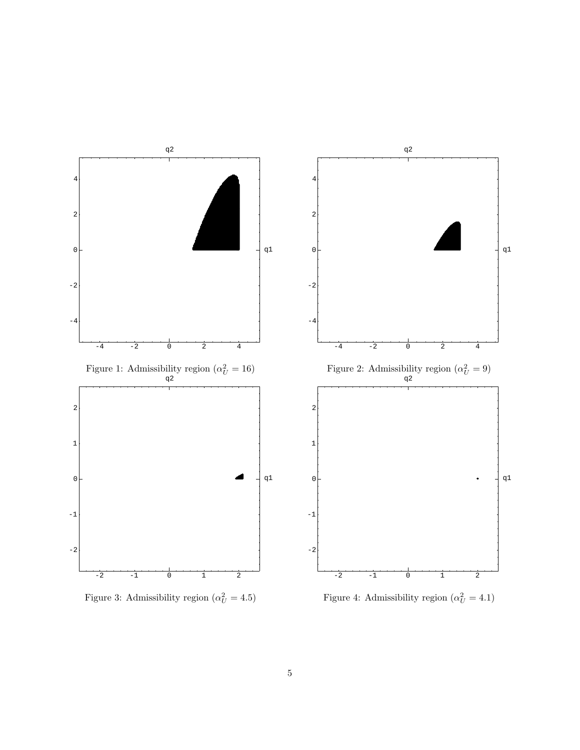Figure 1: Admissibility region ($\alpha_U^2 = 16$)

Figure 2: Admissibility region ($\alpha_U^2 = 9$)

Figure 3: Admissibility region ($\alpha_U^2 = 4.5$)

Figure 4: Admissibility region ($\alpha_U^2 = 4.1$)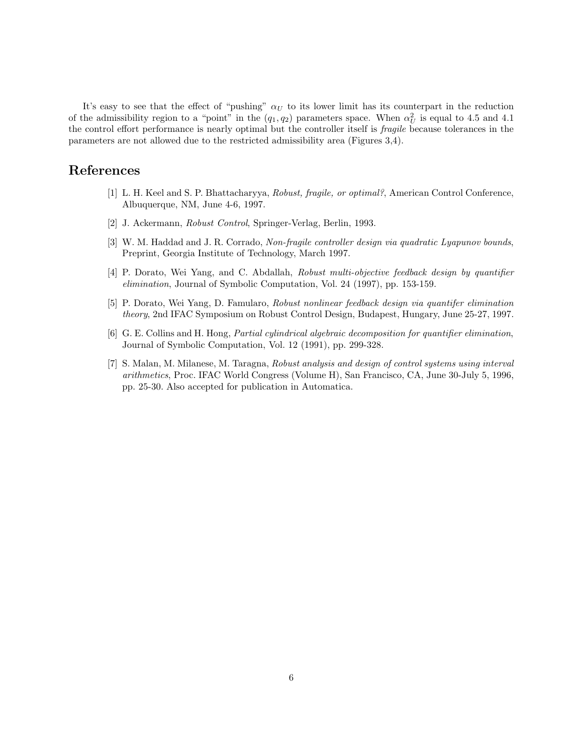It's easy to see that the effect of "pushing" $\alpha_U$ to its lower limit has its counterpart in the reduction of the admissibility region to a "point" in the $(q_1, q_2)$ parameters space. When $\alpha_U^2$ is equal to 4.5 and 4.1 the control effort performance is nearly optimal but the controller itself is *fragile* because tolerances in the parameters are not allowed due to the restricted admissibility area (Figures 3,4).

## References

[1] L. H. Keel and S. P. Bhattacharyya, *Robust, fragile, or optimal?*, American Control Conference, Albuquerque, NM, June 4-6, 1997.

[2] J. Ackermann, *Robust Control*, Springer-Verlag, Berlin, 1993.

[3] W. M. Haddad and J. R. Corrado, *Non-fragile controller design via quadratic Lyapunov bounds*, Preprint, Georgia Institute of Technology, March 1997.

[4] P. Dorato, Wei Yang, and C. Abdallah, *Robust multi-objective feedback design by quantifier elimination*, Journal of Symbolic Computation, Vol. 24 (1997), pp. 153-159.

[5] P. Dorato, Wei Yang, D. Famularo, *Robust nonlinear feedback design via quantifer elimination theory*, 2nd IFAC Symposium on Robust Control Design, Budapest, Hungary, June 25-27, 1997.

[6] G. E. Collins and H. Hong, *Partial cylindrical algebraic decomposition for quantifier elimination*, Journal of Symbolic Computation, Vol. 12 (1991), pp. 299-328.

[7] S. Malan, M. Milanese, M. Taragna, *Robust analysis and design of control systems using interval arithmetics*, Proc. IFAC World Congress (Volume H), San Francisco, CA, June 30-July 5, 1996, pp. 25-30. Also accepted for publication in Automatica.